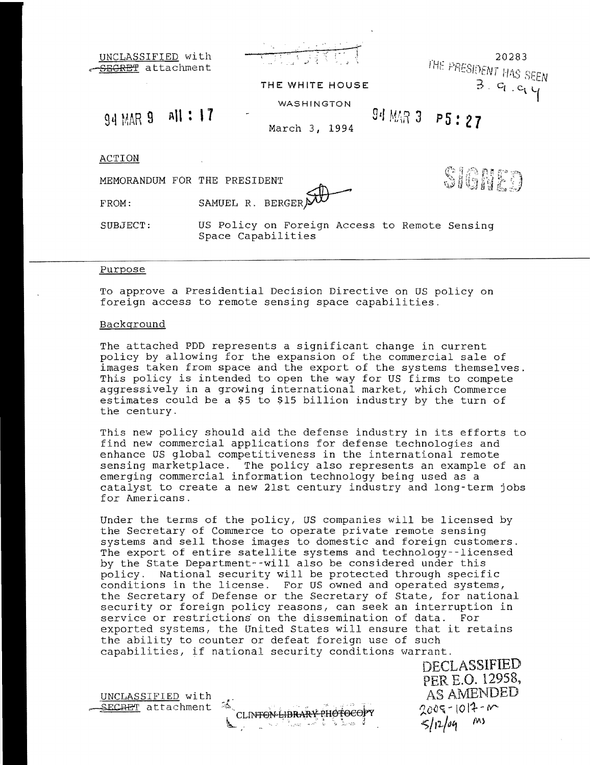UNCLASSIFIED with ~~SECRET~~ attachment

20283

THE PRESIDENT HAS SEEN
3.9.94

THE WHITE HOUSE

WASHINGTON

94 MAR 9 A11:17

March 3, 1994

94 MAR 3 P5:27

ACTION

SIGNED

MEMORANDUM FOR THE PRESIDENT

FROM: SAMUEL R. BERGER

SUBJECT: US Policy on Foreign Access to Remote Sensing Space Capabilities

Purpose

To approve a Presidential Decision Directive on US policy on foreign access to remote sensing space capabilities.

Background

The attached PDD represents a significant change in current policy by allowing for the expansion of the commercial sale of images taken from space and the export of the systems themselves. This policy is intended to open the way for US firms to compete aggressively in a growing international market, which Commerce estimates could be a $5 to $15 billion industry by the turn of the century.

This new policy should aid the defense industry in its efforts to find new commercial applications for defense technologies and enhance US global competitiveness in the international remote sensing marketplace. The policy also represents an example of an emerging commercial information technology being used as a catalyst to create a new 21st century industry and long-term jobs for Americans.

Under the terms of the policy, US companies will be licensed by the Secretary of Commerce to operate private remote sensing systems and sell those images to domestic and foreign customers. The export of entire satellite systems and technology--licensed by the State Department--will also be considered under this policy. National security will be protected through specific conditions in the license. For US owned and operated systems, the Secretary of Defense or the Secretary of State, for national security or foreign policy reasons, can seek an interruption in service or restrictions on the dissemination of data. For exported systems, the United States will ensure that it retains the ability to counter or defeat foreign use of such capabilities, if national security conditions warrant.

DECLASSIFIED
PER E.O. 12958,
AS AMENDED
2009-1017-M
5/12/09 MS

UNCLASSIFIED with ~~SECRET~~ attachment

CLINTON LIBRARY PHOTOCOPY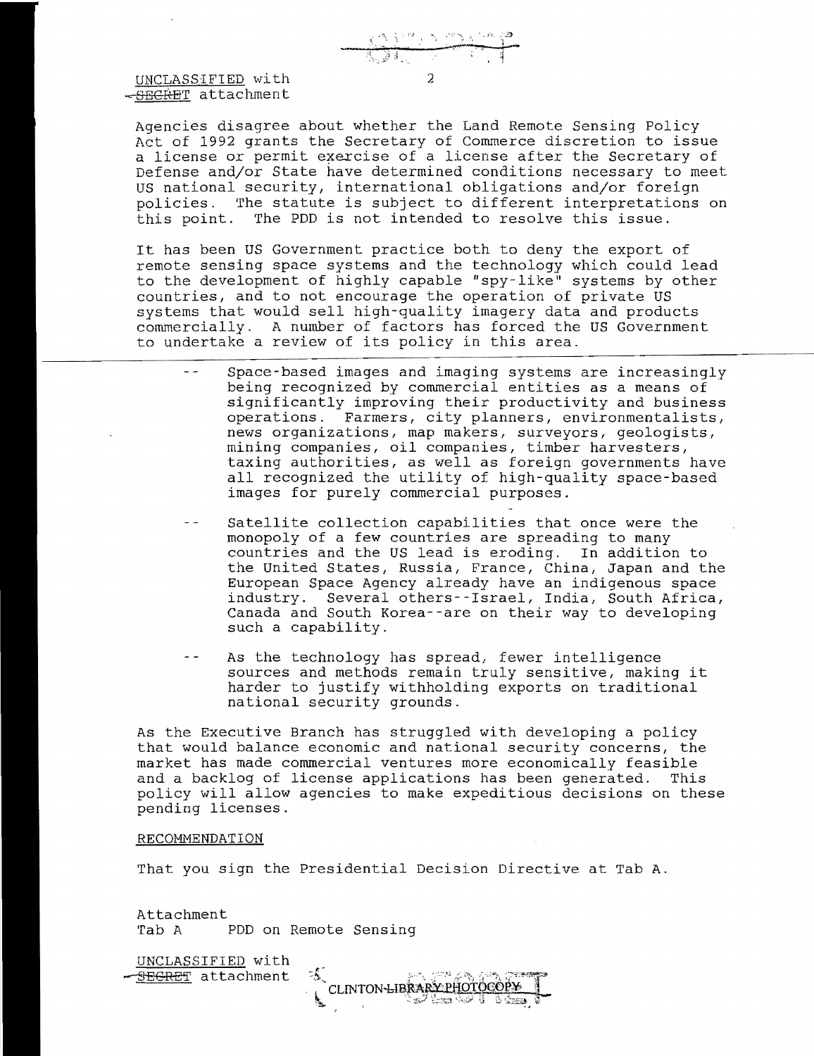UNCLASSIFIED with ~~SECRET~~ attachment

Agencies disagree about whether the Land Remote Sensing Policy Act of 1992 grants the Secretary of Commerce discretion to issue a license or permit exercise of a license after the Secretary of Defense and/or State have determined conditions necessary to meet US national security, international obligations and/or foreign policies. The statute is subject to different interpretations on this point. The PDD is not intended to resolve this issue.

It has been US Government practice both to deny the export of remote sensing space systems and the technology which could lead to the development of highly capable "spy-like" systems by other countries, and to not encourage the operation of private US systems that would sell high-quality imagery data and products commercially. A number of factors has forced the US Government to undertake a review of its policy in this area.

-- Space-based images and imaging systems are increasingly being recognized by commercial entities as a means of significantly improving their productivity and business operations. Farmers, city planners, environmentalists, news organizations, map makers, surveyors, geologists, mining companies, oil companies, timber harvesters, taxing authorities, as well as foreign governments have all recognized the utility of high-quality space-based images for purely commercial purposes.

-- Satellite collection capabilities that once were the monopoly of a few countries are spreading to many countries and the US lead is eroding. In addition to the United States, Russia, France, China, Japan and the European Space Agency already have an indigenous space industry. Several others--Israel, India, South Africa, Canada and South Korea--are on their way to developing such a capability.

-- As the technology has spread, fewer intelligence sources and methods remain truly sensitive, making it harder to justify withholding exports on traditional national security grounds.

As the Executive Branch has struggled with developing a policy that would balance economic and national security concerns, the market has made commercial ventures more economically feasible and a backlog of license applications has been generated. This policy will allow agencies to make expeditious decisions on these pending licenses.

RECOMMENDATION

That you sign the Presidential Decision Directive at Tab A.

Attachment
Tab A PDD on Remote Sensing

UNCLASSIFIED with ~~SECRET~~ attachment

CLINTON LIBRARY PHOTOCOPY